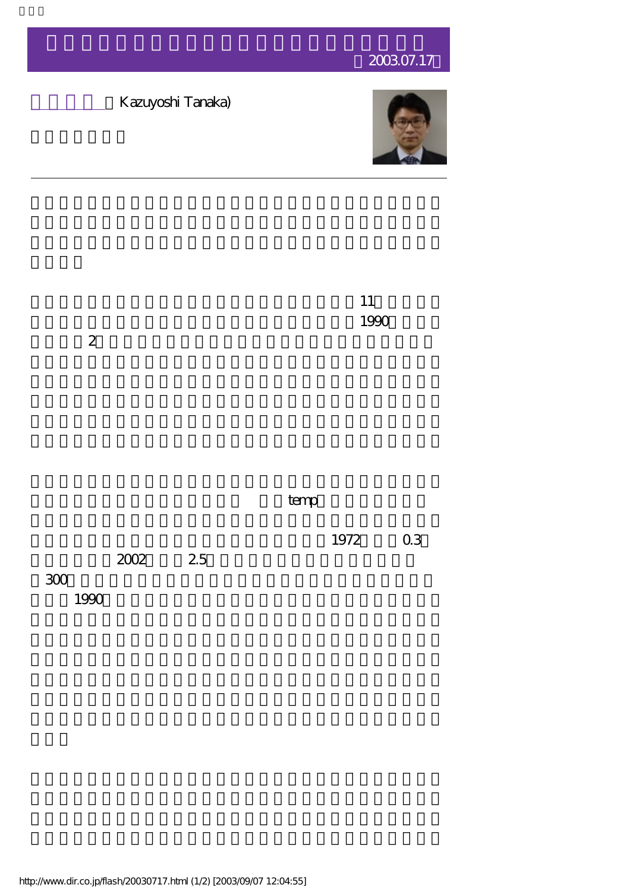# 2003.07.17

（Kazuyoshi Tanaka)

11

1990

2

temp

1972　0.3

2002　2.5

300

1990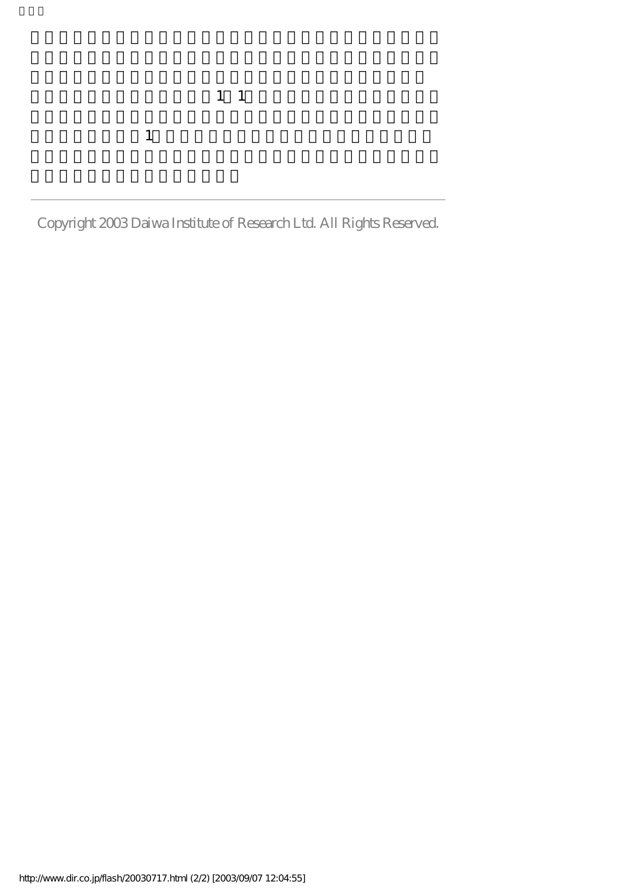Copyright 2003 Daiwa Institute of Research Ltd. All Rights Reserved.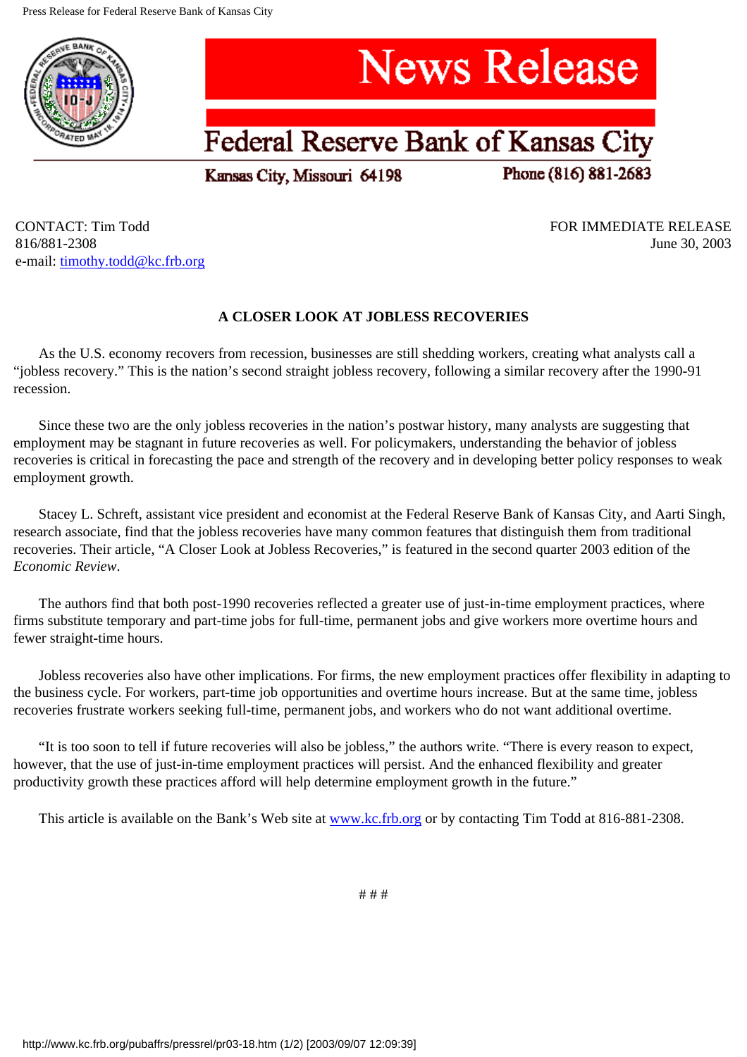# News Release

## Federal Reserve Bank of Kansas City

Kansas City, Missouri 64198 Phone (816) 881-2683

CONTACT: Tim Todd
816/881-2308
e-mail: timothy.todd@kc.frb.org

FOR IMMEDIATE RELEASE
June 30, 2003

**A CLOSER LOOK AT JOBLESS RECOVERIES**

As the U.S. economy recovers from recession, businesses are still shedding workers, creating what analysts call a "jobless recovery." This is the nation's second straight jobless recovery, following a similar recovery after the 1990-91 recession.

Since these two are the only jobless recoveries in the nation's postwar history, many analysts are suggesting that employment may be stagnant in future recoveries as well. For policymakers, understanding the behavior of jobless recoveries is critical in forecasting the pace and strength of the recovery and in developing better policy responses to weak employment growth.

Stacey L. Schreft, assistant vice president and economist at the Federal Reserve Bank of Kansas City, and Aarti Singh, research associate, find that the jobless recoveries have many common features that distinguish them from traditional recoveries. Their article, "A Closer Look at Jobless Recoveries," is featured in the second quarter 2003 edition of the *Economic Review*.

The authors find that both post-1990 recoveries reflected a greater use of just-in-time employment practices, where firms substitute temporary and part-time jobs for full-time, permanent jobs and give workers more overtime hours and fewer straight-time hours.

Jobless recoveries also have other implications. For firms, the new employment practices offer flexibility in adapting to the business cycle. For workers, part-time job opportunities and overtime hours increase. But at the same time, jobless recoveries frustrate workers seeking full-time, permanent jobs, and workers who do not want additional overtime.

"It is too soon to tell if future recoveries will also be jobless," the authors write. "There is every reason to expect, however, that the use of just-in-time employment practices will persist. And the enhanced flexibility and greater productivity growth these practices afford will help determine employment growth in the future."

This article is available on the Bank's Web site at www.kc.frb.org or by contacting Tim Todd at 816-881-2308.

# # #